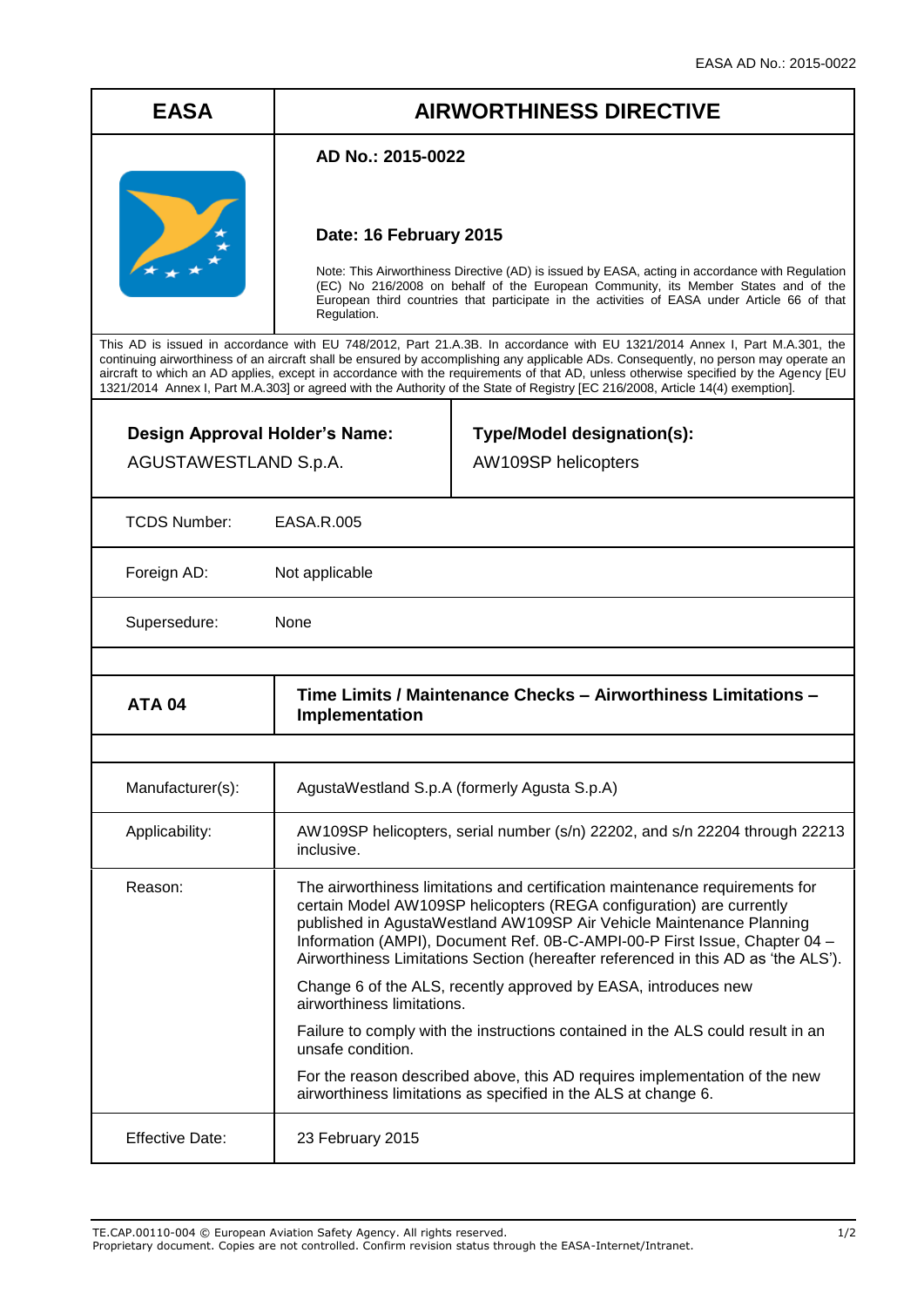| EASA | AIRWORTHINESS DIRECTIVE |
|---|---|
| | **AD No.: 2015-0022**<br><br>**Date: 16 February 2015**<br><br>Note: This Airworthiness Directive (AD) is issued by EASA, acting in accordance with Regulation (EC) No 216/2008 on behalf of the European Community, its Member States and of the European third countries that participate in the activities of EASA under Article 66 of that Regulation. |

This AD is issued in accordance with EU 748/2012, Part 21.A.3B. In accordance with EU 1321/2014 Annex I, Part M.A.301, the continuing airworthiness of an aircraft shall be ensured by accomplishing any applicable ADs. Consequently, no person may operate an aircraft to which an AD applies, except in accordance with the requirements of that AD, unless otherwise specified by the Agency [EU 1321/2014 Annex I, Part M.A.303] or agreed with the Authority of the State of Registry [EC 216/2008, Article 14(4) exemption].

| **Design Approval Holder's Name:** | **Type/Model designation(s):** |
|---|---|
| AGUSTAWESTLAND S.p.A. | AW109SP helicopters |

| | |
|---|---|
| TCDS Number: | EASA.R.005 |
| Foreign AD: | Not applicable |
| Supersedure: | None |

| | |
|---|---|
| **ATA 04** | **Time Limits / Maintenance Checks – Airworthiness Limitations – Implementation** |

| | |
|---|---|
| Manufacturer(s): | AgustaWestland S.p.A (formerly Agusta S.p.A) |
| Applicability: | AW109SP helicopters, serial number (s/n) 22202, and s/n 22204 through 22213 inclusive. |
| Reason: | The airworthiness limitations and certification maintenance requirements for certain Model AW109SP helicopters (REGA configuration) are currently published in AgustaWestland AW109SP Air Vehicle Maintenance Planning Information (AMPI), Document Ref. 0B-C-AMPI-00-P First Issue, Chapter 04 – Airworthiness Limitations Section (hereafter referenced in this AD as 'the ALS').<br><br>Change 6 of the ALS, recently approved by EASA, introduces new airworthiness limitations.<br><br>Failure to comply with the instructions contained in the ALS could result in an unsafe condition.<br><br>For the reason described above, this AD requires implementation of the new airworthiness limitations as specified in the ALS at change 6. |
| Effective Date: | 23 February 2015 |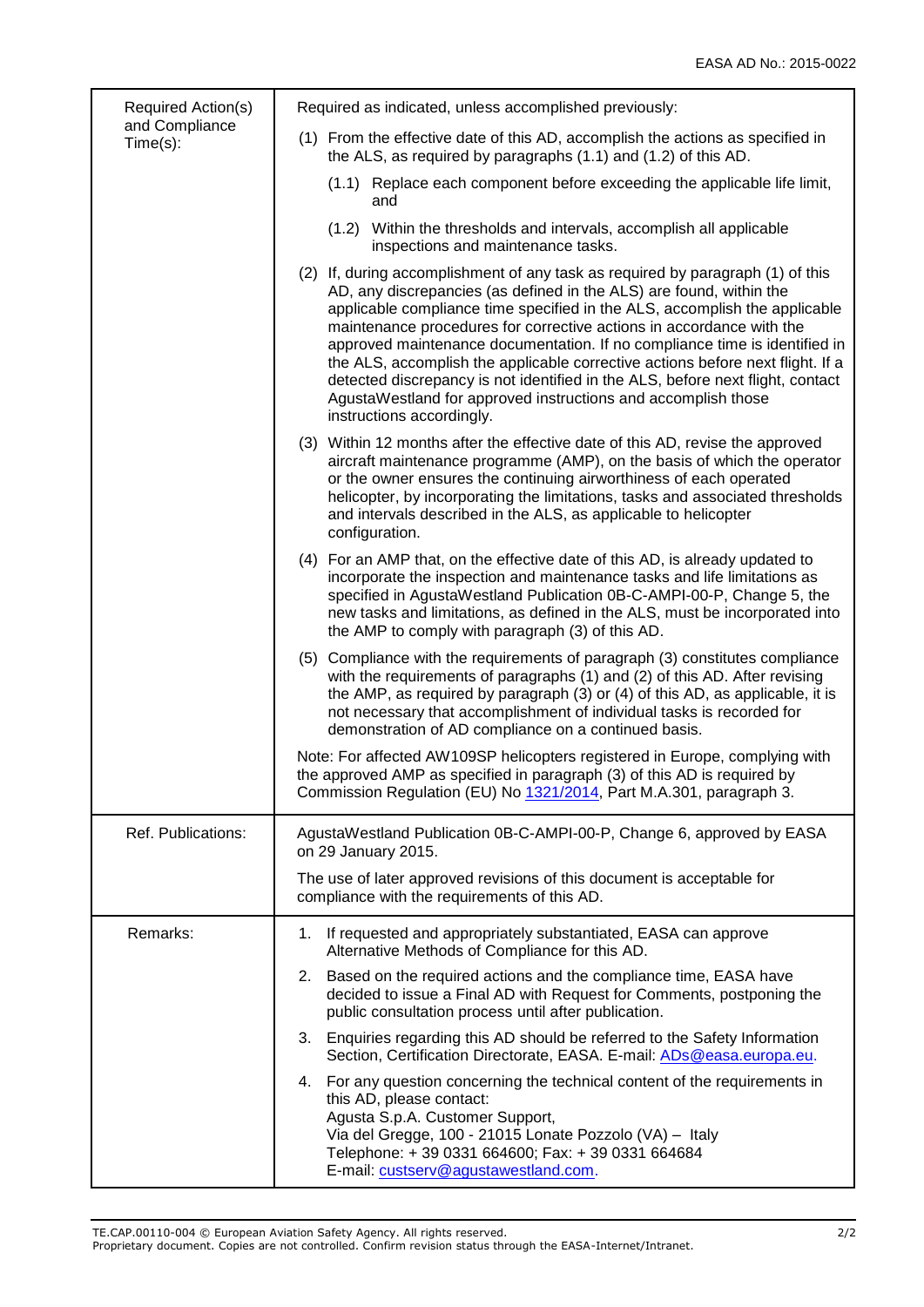| | |
|---|---|
| Required Action(s) and Compliance Time(s): | Required as indicated, unless accomplished previously:<br><br>(1) From the effective date of this AD, accomplish the actions as specified in the ALS, as required by paragraphs (1.1) and (1.2) of this AD.<br><br>(1.1) Replace each component before exceeding the applicable life limit, and<br><br>(1.2) Within the thresholds and intervals, accomplish all applicable inspections and maintenance tasks.<br><br>(2) If, during accomplishment of any task as required by paragraph (1) of this AD, any discrepancies (as defined in the ALS) are found, within the applicable compliance time specified in the ALS, accomplish the applicable maintenance procedures for corrective actions in accordance with the approved maintenance documentation. If no compliance time is identified in the ALS, accomplish the applicable corrective actions before next flight. If a detected discrepancy is not identified in the ALS, before next flight, contact AgustaWestland for approved instructions and accomplish those instructions accordingly.<br><br>(3) Within 12 months after the effective date of this AD, revise the approved aircraft maintenance programme (AMP), on the basis of which the operator or the owner ensures the continuing airworthiness of each operated helicopter, by incorporating the limitations, tasks and associated thresholds and intervals described in the ALS, as applicable to helicopter configuration.<br><br>(4) For an AMP that, on the effective date of this AD, is already updated to incorporate the inspection and maintenance tasks and life limitations as specified in AgustaWestland Publication 0B-C-AMPI-00-P, Change 5, the new tasks and limitations, as defined in the ALS, must be incorporated into the AMP to comply with paragraph (3) of this AD.<br><br>(5) Compliance with the requirements of paragraph (3) constitutes compliance with the requirements of paragraphs (1) and (2) of this AD. After revising the AMP, as required by paragraph (3) or (4) of this AD, as applicable, it is not necessary that accomplishment of individual tasks is recorded for demonstration of AD compliance on a continued basis.<br><br>Note: For affected AW109SP helicopters registered in Europe, complying with the approved AMP as specified in paragraph (3) of this AD is required by Commission Regulation (EU) No 1321/2014, Part M.A.301, paragraph 3. |
| Ref. Publications: | AgustaWestland Publication 0B-C-AMPI-00-P, Change 6, approved by EASA on 29 January 2015.<br><br>The use of later approved revisions of this document is acceptable for compliance with the requirements of this AD. |
| Remarks: | 1. If requested and appropriately substantiated, EASA can approve Alternative Methods of Compliance for this AD.<br><br>2. Based on the required actions and the compliance time, EASA have decided to issue a Final AD with Request for Comments, postponing the public consultation process until after publication.<br><br>3. Enquiries regarding this AD should be referred to the Safety Information Section, Certification Directorate, EASA. E-mail: ADs@easa.europa.eu.<br><br>4. For any question concerning the technical content of the requirements in this AD, please contact:<br>Agusta S.p.A. Customer Support,<br>Via del Gregge, 100 - 21015 Lonate Pozzolo (VA) – Italy<br>Telephone: + 39 0331 664600; Fax: + 39 0331 664684<br>E-mail: custserv@agustawestland.com. |